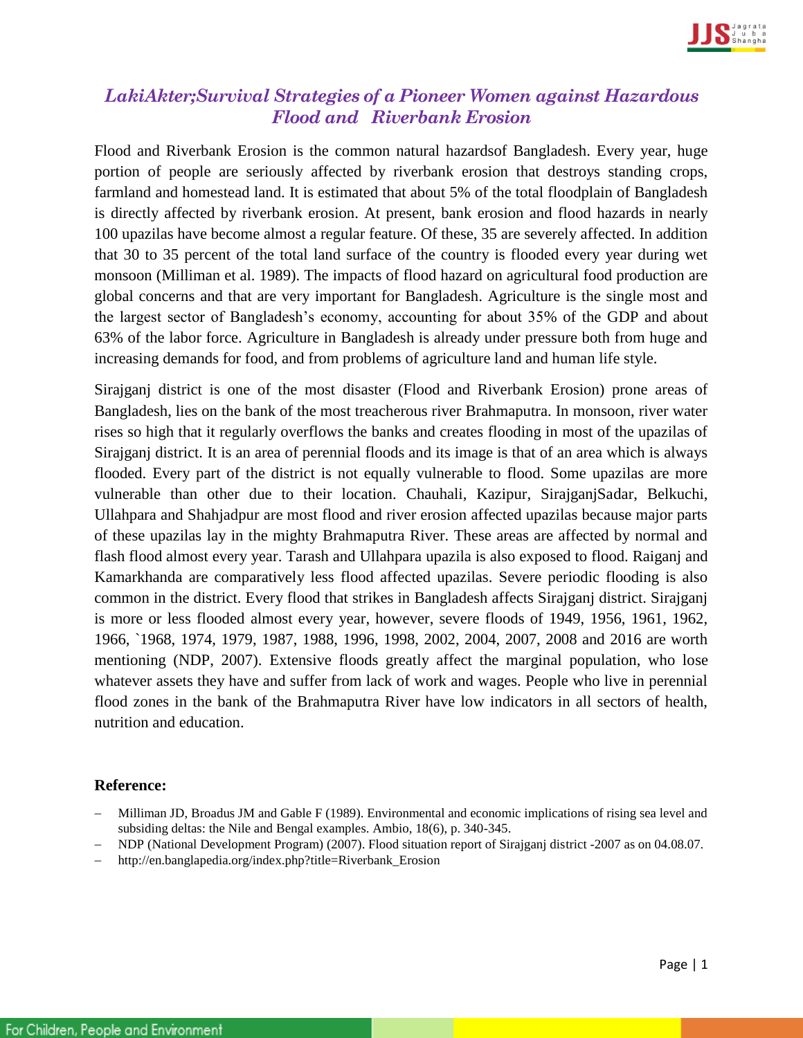# *LakiAkter;Survival Strategies of a Pioneer Women against Hazardous Flood and Riverbank Erosion*

Flood and Riverbank Erosion is the common natural hazardsof Bangladesh. Every year, huge portion of people are seriously affected by riverbank erosion that destroys standing crops, farmland and homestead land. It is estimated that about 5% of the total floodplain of Bangladesh is directly affected by riverbank erosion. At present, bank erosion and flood hazards in nearly 100 upazilas have become almost a regular feature. Of these, 35 are severely affected. In addition that 30 to 35 percent of the total land surface of the country is flooded every year during wet monsoon (Milliman et al. 1989). The impacts of flood hazard on agricultural food production are global concerns and that are very important for Bangladesh. Agriculture is the single most and the largest sector of Bangladesh's economy, accounting for about 35% of the GDP and about 63% of the labor force. Agriculture in Bangladesh is already under pressure both from huge and increasing demands for food, and from problems of agriculture land and human life style.

Sirajganj district is one of the most disaster (Flood and Riverbank Erosion) prone areas of Bangladesh, lies on the bank of the most treacherous river Brahmaputra. In monsoon, river water rises so high that it regularly overflows the banks and creates flooding in most of the upazilas of Sirajganj district. It is an area of perennial floods and its image is that of an area which is always flooded. Every part of the district is not equally vulnerable to flood. Some upazilas are more vulnerable than other due to their location. Chauhali, Kazipur, SirajganjSadar, Belkuchi, Ullahpara and Shahjadpur are most flood and river erosion affected upazilas because major parts of these upazilas lay in the mighty Brahmaputra River. These areas are affected by normal and flash flood almost every year. Tarash and Ullahpara upazila is also exposed to flood. Raiganj and Kamarkhanda are comparatively less flood affected upazilas. Severe periodic flooding is also common in the district. Every flood that strikes in Bangladesh affects Sirajganj district. Sirajganj is more or less flooded almost every year, however, severe floods of 1949, 1956, 1961, 1962, 1966, `1968, 1974, 1979, 1987, 1988, 1996, 1998, 2002, 2004, 2007, 2008 and 2016 are worth mentioning (NDP, 2007). Extensive floods greatly affect the marginal population, who lose whatever assets they have and suffer from lack of work and wages. People who live in perennial flood zones in the bank of the Brahmaputra River have low indicators in all sectors of health, nutrition and education.

**Reference:**

- Milliman JD, Broadus JM and Gable F (1989). Environmental and economic implications of rising sea level and subsiding deltas: the Nile and Bengal examples. Ambio, 18(6), p. 340-345.
- NDP (National Development Program) (2007). Flood situation report of Sirajganj district -2007 as on 04.08.07.
- http://en.banglapedia.org/index.php?title=Riverbank_Erosion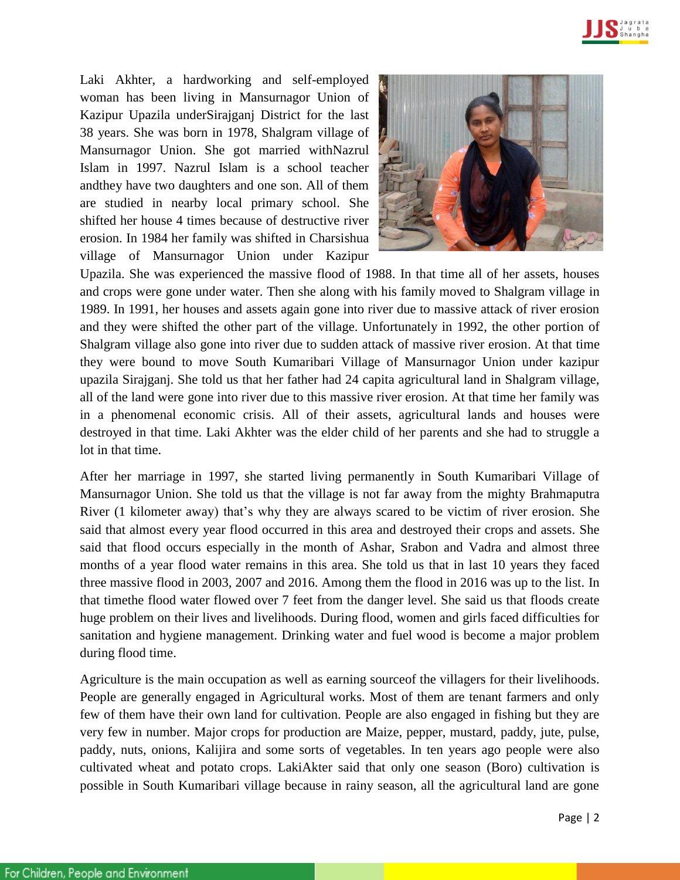Laki Akhter, a hardworking and self-employed woman has been living in Mansurnagor Union of Kazipur Upazila underSirajganj District for the last 38 years. She was born in 1978, Shalgram village of Mansurnagor Union. She got married withNazrul Islam in 1997. Nazrul Islam is a school teacher andthey have two daughters and one son. All of them are studied in nearby local primary school. She shifted her house 4 times because of destructive river erosion. In 1984 her family was shifted in Charsishua village of Mansurnagor Union under Kazipur Upazila. She was experienced the massive flood of 1988. In that time all of her assets, houses and crops were gone under water. Then she along with his family moved to Shalgram village in 1989. In 1991, her houses and assets again gone into river due to massive attack of river erosion and they were shifted the other part of the village. Unfortunately in 1992, the other portion of Shalgram village also gone into river due to sudden attack of massive river erosion. At that time they were bound to move South Kumaribari Village of Mansurnagor Union under kazipur upazila Sirajganj. She told us that her father had 24 capita agricultural land in Shalgram village, all of the land were gone into river due to this massive river erosion. At that time her family was in a phenomenal economic crisis. All of their assets, agricultural lands and houses were destroyed in that time. Laki Akhter was the elder child of her parents and she had to struggle a lot in that time.

After her marriage in 1997, she started living permanently in South Kumaribari Village of Mansurnagor Union. She told us that the village is not far away from the mighty Brahmaputra River (1 kilometer away) that's why they are always scared to be victim of river erosion. She said that almost every year flood occurred in this area and destroyed their crops and assets. She said that flood occurs especially in the month of Ashar, Srabon and Vadra and almost three months of a year flood water remains in this area. She told us that in last 10 years they faced three massive flood in 2003, 2007 and 2016. Among them the flood in 2016 was up to the list. In that timethe flood water flowed over 7 feet from the danger level. She said us that floods create huge problem on their lives and livelihoods. During flood, women and girls faced difficulties for sanitation and hygiene management. Drinking water and fuel wood is become a major problem during flood time.

Agriculture is the main occupation as well as earning sourceof the villagers for their livelihoods. People are generally engaged in Agricultural works. Most of them are tenant farmers and only few of them have their own land for cultivation. People are also engaged in fishing but they are very few in number. Major crops for production are Maize, pepper, mustard, paddy, jute, pulse, paddy, nuts, onions, Kalijira and some sorts of vegetables. In ten years ago people were also cultivated wheat and potato crops. LakiAkter said that only one season (Boro) cultivation is possible in South Kumaribari village because in rainy season, all the agricultural land are gone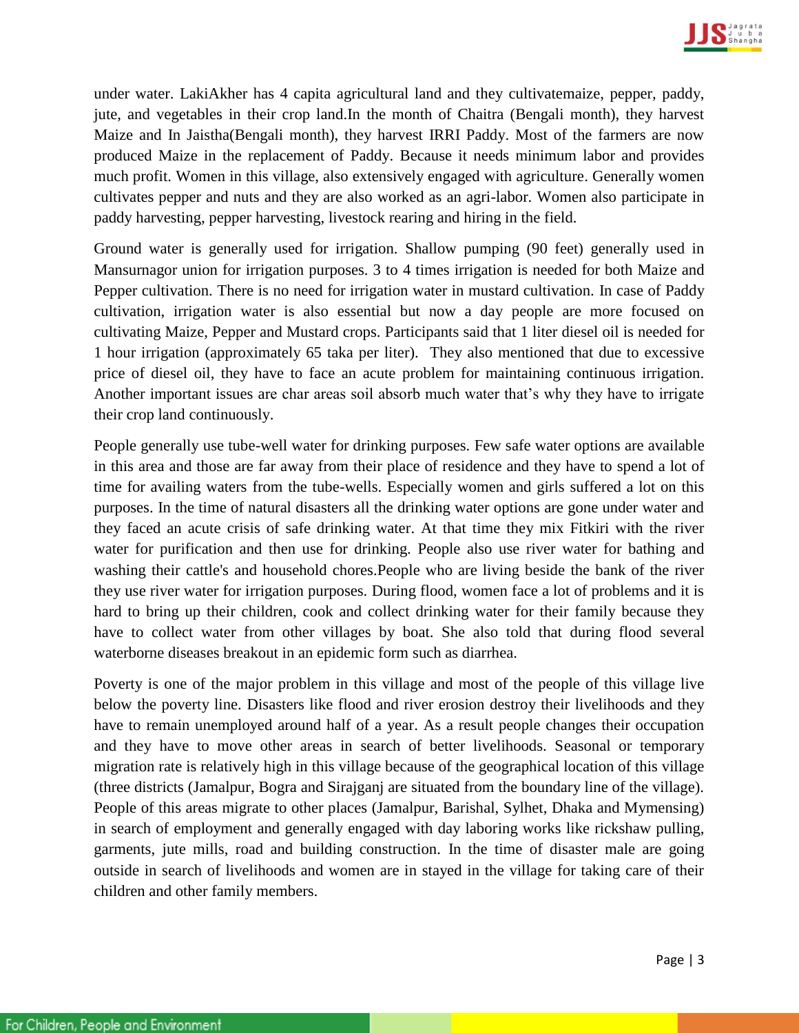under water. LakiAkher has 4 capita agricultural land and they cultivatemaize, pepper, paddy, jute, and vegetables in their crop land.In the month of Chaitra (Bengali month), they harvest Maize and In Jaistha(Bengali month), they harvest IRRI Paddy. Most of the farmers are now produced Maize in the replacement of Paddy. Because it needs minimum labor and provides much profit. Women in this village, also extensively engaged with agriculture. Generally women cultivates pepper and nuts and they are also worked as an agri-labor. Women also participate in paddy harvesting, pepper harvesting, livestock rearing and hiring in the field.

Ground water is generally used for irrigation. Shallow pumping (90 feet) generally used in Mansurnagor union for irrigation purposes. 3 to 4 times irrigation is needed for both Maize and Pepper cultivation. There is no need for irrigation water in mustard cultivation. In case of Paddy cultivation, irrigation water is also essential but now a day people are more focused on cultivating Maize, Pepper and Mustard crops. Participants said that 1 liter diesel oil is needed for 1 hour irrigation (approximately 65 taka per liter). They also mentioned that due to excessive price of diesel oil, they have to face an acute problem for maintaining continuous irrigation. Another important issues are char areas soil absorb much water that's why they have to irrigate their crop land continuously.

People generally use tube-well water for drinking purposes. Few safe water options are available in this area and those are far away from their place of residence and they have to spend a lot of time for availing waters from the tube-wells. Especially women and girls suffered a lot on this purposes. In the time of natural disasters all the drinking water options are gone under water and they faced an acute crisis of safe drinking water. At that time they mix Fitkiri with the river water for purification and then use for drinking. People also use river water for bathing and washing their cattle's and household chores.People who are living beside the bank of the river they use river water for irrigation purposes. During flood, women face a lot of problems and it is hard to bring up their children, cook and collect drinking water for their family because they have to collect water from other villages by boat. She also told that during flood several waterborne diseases breakout in an epidemic form such as diarrhea.

Poverty is one of the major problem in this village and most of the people of this village live below the poverty line. Disasters like flood and river erosion destroy their livelihoods and they have to remain unemployed around half of a year. As a result people changes their occupation and they have to move other areas in search of better livelihoods. Seasonal or temporary migration rate is relatively high in this village because of the geographical location of this village (three districts (Jamalpur, Bogra and Sirajganj are situated from the boundary line of the village). People of this areas migrate to other places (Jamalpur, Barishal, Sylhet, Dhaka and Mymensing) in search of employment and generally engaged with day laboring works like rickshaw pulling, garments, jute mills, road and building construction. In the time of disaster male are going outside in search of livelihoods and women are in stayed in the village for taking care of their children and other family members.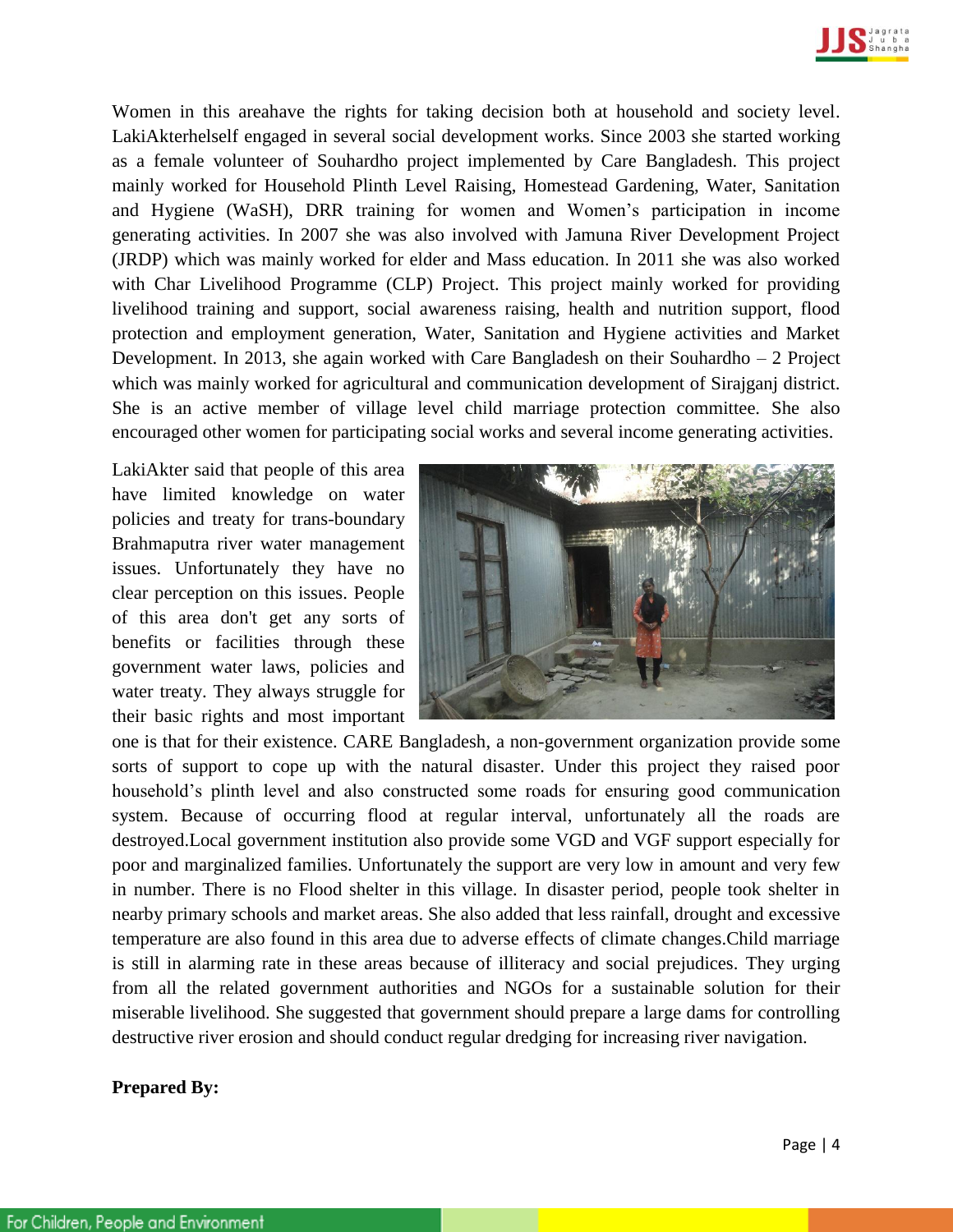Women in this areahave the rights for taking decision both at household and society level. LakiAkterhelself engaged in several social development works. Since 2003 she started working as a female volunteer of Souhardho project implemented by Care Bangladesh. This project mainly worked for Household Plinth Level Raising, Homestead Gardening, Water, Sanitation and Hygiene (WaSH), DRR training for women and Women's participation in income generating activities. In 2007 she was also involved with Jamuna River Development Project (JRDP) which was mainly worked for elder and Mass education. In 2011 she was also worked with Char Livelihood Programme (CLP) Project. This project mainly worked for providing livelihood training and support, social awareness raising, health and nutrition support, flood protection and employment generation, Water, Sanitation and Hygiene activities and Market Development. In 2013, she again worked with Care Bangladesh on their Souhardho – 2 Project which was mainly worked for agricultural and communication development of Sirajganj district. She is an active member of village level child marriage protection committee. She also encouraged other women for participating social works and several income generating activities.

LakiAkter said that people of this area have limited knowledge on water policies and treaty for trans-boundary Brahmaputra river water management issues. Unfortunately they have no clear perception on this issues. People of this area don't get any sorts of benefits or facilities through these government water laws, policies and water treaty. They always struggle for their basic rights and most important one is that for their existence. CARE Bangladesh, a non-government organization provide some sorts of support to cope up with the natural disaster. Under this project they raised poor household's plinth level and also constructed some roads for ensuring good communication system. Because of occurring flood at regular interval, unfortunately all the roads are destroyed.Local government institution also provide some VGD and VGF support especially for poor and marginalized families. Unfortunately the support are very low in amount and very few in number. There is no Flood shelter in this village. In disaster period, people took shelter in nearby primary schools and market areas. She also added that less rainfall, drought and excessive temperature are also found in this area due to adverse effects of climate changes.Child marriage is still in alarming rate in these areas because of illiteracy and social prejudices. They urging from all the related government authorities and NGOs for a sustainable solution for their miserable livelihood. She suggested that government should prepare a large dams for controlling destructive river erosion and should conduct regular dredging for increasing river navigation.

**Prepared By:**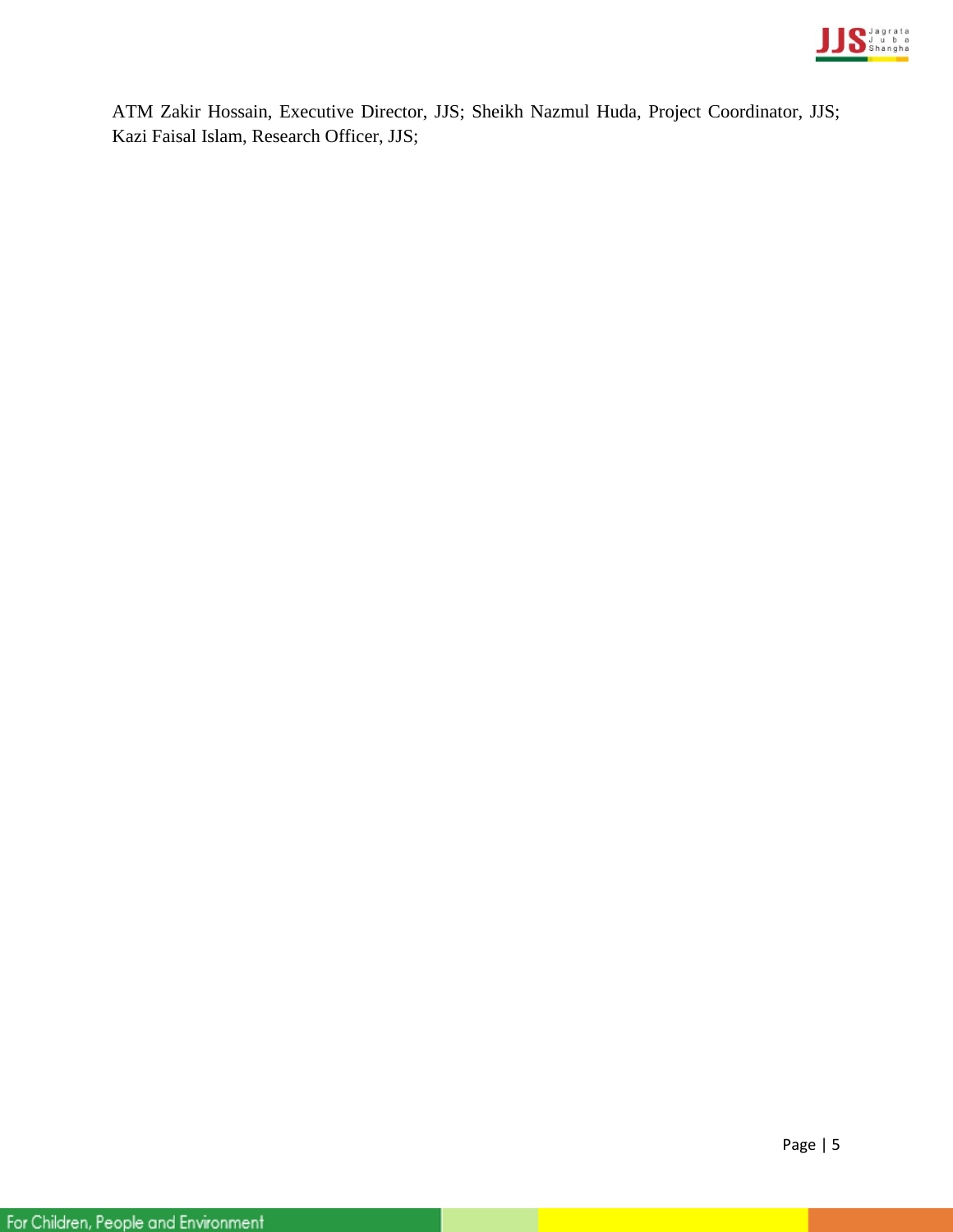ATM Zakir Hossain, Executive Director, JJS; Sheikh Nazmul Huda, Project Coordinator, JJS; Kazi Faisal Islam, Research Officer, JJS;